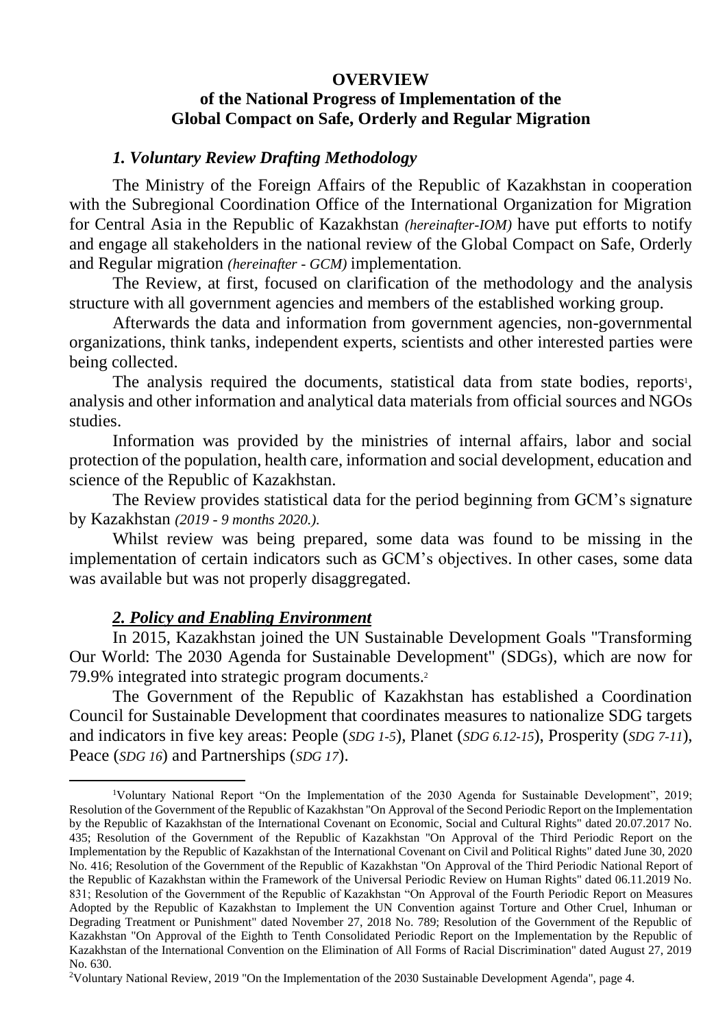**OVERVIEW**

**of the National Progress of Implementation of the Global Compact on Safe, Orderly and Regular Migration**

### *1. Voluntary Review Drafting Methodology*

The Ministry of the Foreign Affairs of the Republic of Kazakhstan in cooperation with the Subregional Coordination Office of the International Organization for Migration for Central Asia in the Republic of Kazakhstan *(hereinafter-IOM)* have put efforts to notify and engage all stakeholders in the national review of the Global Compact on Safe, Orderly and Regular migration *(hereinafter - GCM)* implementation.

The Review, at first, focused on clarification of the methodology and the analysis structure with all government agencies and members of the established working group.

Afterwards the data and information from government agencies, non-governmental organizations, think tanks, independent experts, scientists and other interested parties were being collected.

The analysis required the documents, statistical data from state bodies, reports[1], analysis and other information and analytical data materials from official sources and NGOs studies.

Information was provided by the ministries of internal affairs, labor and social protection of the population, health care, information and social development, education and science of the Republic of Kazakhstan.

The Review provides statistical data for the period beginning from GCM's signature by Kazakhstan *(2019 - 9 months 2020.).*

Whilst review was being prepared, some data was found to be missing in the implementation of certain indicators such as GCM's objectives. In other cases, some data was available but was not properly disaggregated.

### ***2. Policy and Enabling Environment***

In 2015, Kazakhstan joined the UN Sustainable Development Goals "Transforming Our World: The 2030 Agenda for Sustainable Development" (SDGs), which are now for 79.9% integrated into strategic program documents.[2]

The Government of the Republic of Kazakhstan has established a Coordination Council for Sustainable Development that coordinates measures to nationalize SDG targets and indicators in five key areas: People (*SDG 1-5*), Planet (*SDG 6.12-15*), Prosperity (*SDG 7-11*), Peace (*SDG 16*) and Partnerships (*SDG 17*).

---

[1]Voluntary National Report "On the Implementation of the 2030 Agenda for Sustainable Development", 2019; Resolution of the Government of the Republic of Kazakhstan "On Approval of the Second Periodic Report on the Implementation by the Republic of Kazakhstan of the International Covenant on Economic, Social and Cultural Rights" dated 20.07.2017 No. 435; Resolution of the Government of the Republic of Kazakhstan "On Approval of the Third Periodic Report on the Implementation by the Republic of Kazakhstan of the International Covenant on Civil and Political Rights" dated June 30, 2020 No. 416; Resolution of the Government of the Republic of Kazakhstan "On Approval of the Third Periodic National Report of the Republic of Kazakhstan within the Framework of the Universal Periodic Review on Human Rights" dated 06.11.2019 No. 831; Resolution of the Government of the Republic of Kazakhstan "On Approval of the Fourth Periodic Report on Measures Adopted by the Republic of Kazakhstan to Implement the UN Convention against Torture and Other Cruel, Inhuman or Degrading Treatment or Punishment" dated November 27, 2018 No. 789; Resolution of the Government of the Republic of Kazakhstan "On Approval of the Eighth to Tenth Consolidated Periodic Report on the Implementation by the Republic of Kazakhstan of the International Convention on the Elimination of All Forms of Racial Discrimination" dated August 27, 2019 No. 630.

[2]Voluntary National Review, 2019 "On the Implementation of the 2030 Sustainable Development Agenda", page 4.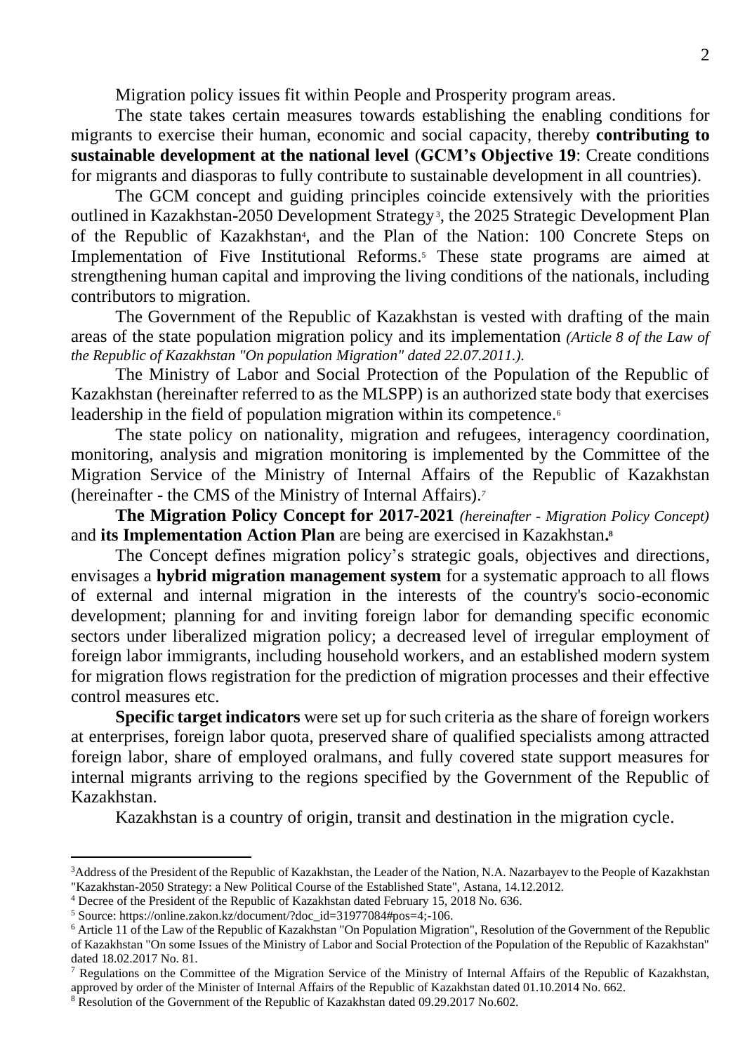Migration policy issues fit within People and Prosperity program areas.

The state takes certain measures towards establishing the enabling conditions for migrants to exercise their human, economic and social capacity, thereby **contributing to sustainable development at the national level** (**GCM's Objective 19**: Create conditions for migrants and diasporas to fully contribute to sustainable development in all countries).

The GCM concept and guiding principles coincide extensively with the priorities outlined in Kazakhstan-2050 Development Strategy[3], the 2025 Strategic Development Plan of the Republic of Kazakhstan[4], and the Plan of the Nation: 100 Concrete Steps on Implementation of Five Institutional Reforms.[5] These state programs are aimed at strengthening human capital and improving the living conditions of the nationals, including contributors to migration.

The Government of the Republic of Kazakhstan is vested with drafting of the main areas of the state population migration policy and its implementation *(Article 8 of the Law of the Republic of Kazakhstan "On population Migration" dated 22.07.2011.)*.

The Ministry of Labor and Social Protection of the Population of the Republic of Kazakhstan (hereinafter referred to as the MLSPP) is an authorized state body that exercises leadership in the field of population migration within its competence.[6]

The state policy on nationality, migration and refugees, interagency coordination, monitoring, analysis and migration monitoring is implemented by the Committee of the Migration Service of the Ministry of Internal Affairs of the Republic of Kazakhstan (hereinafter - the CMS of the Ministry of Internal Affairs).[7]

**The Migration Policy Concept for 2017-2021** *(hereinafter - Migration Policy Concept)* and **its Implementation Action Plan** are being are exercised in Kazakhstan**.**[8]

The Concept defines migration policy's strategic goals, objectives and directions, envisages a **hybrid migration management system** for a systematic approach to all flows of external and internal migration in the interests of the country's socio-economic development; planning for and inviting foreign labor for demanding specific economic sectors under liberalized migration policy; a decreased level of irregular employment of foreign labor immigrants, including household workers, and an established modern system for migration flows registration for the prediction of migration processes and their effective control measures etc.

**Specific target indicators** were set up for such criteria as the share of foreign workers at enterprises, foreign labor quota, preserved share of qualified specialists among attracted foreign labor, share of employed oralmans, and fully covered state support measures for internal migrants arriving to the regions specified by the Government of the Republic of Kazakhstan.

Kazakhstan is a country of origin, transit and destination in the migration cycle.

---

[3] Address of the President of the Republic of Kazakhstan, the Leader of the Nation, N.A. Nazarbayev to the People of Kazakhstan "Kazakhstan-2050 Strategy: a New Political Course of the Established State", Astana, 14.12.2012.

[4] Decree of the President of the Republic of Kazakhstan dated February 15, 2018 No. 636.

[5] Source: https://online.zakon.kz/document/?doc_id=31977084#pos=4;-106.

[6] Article 11 of the Law of the Republic of Kazakhstan "On Population Migration", Resolution of the Government of the Republic of Kazakhstan "On some Issues of the Ministry of Labor and Social Protection of the Population of the Republic of Kazakhstan" dated 18.02.2017 No. 81.

[7] Regulations on the Committee of the Migration Service of the Ministry of Internal Affairs of the Republic of Kazakhstan, approved by order of the Minister of Internal Affairs of the Republic of Kazakhstan dated 01.10.2014 No. 662.

[8] Resolution of the Government of the Republic of Kazakhstan dated 09.29.2017 No.602.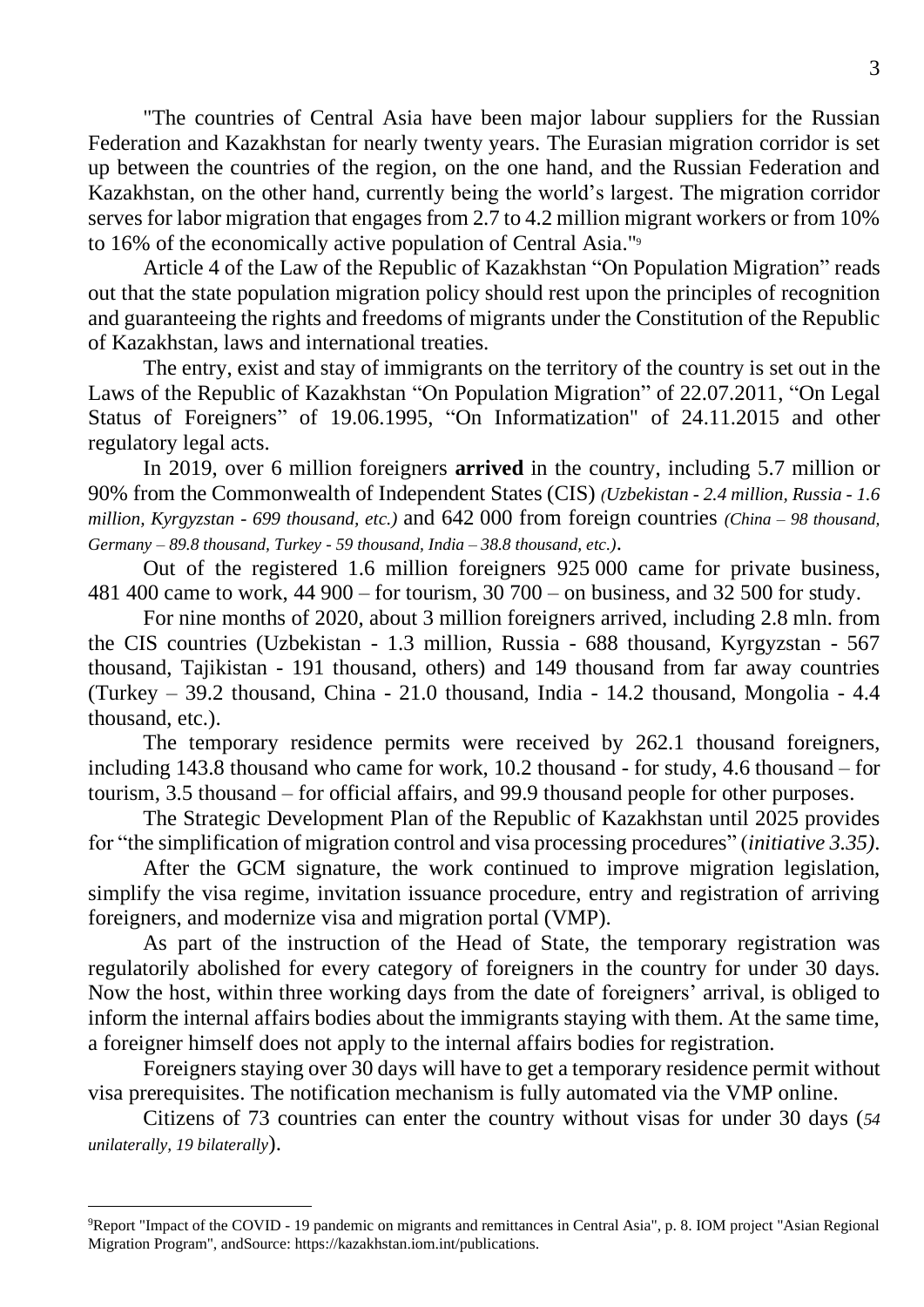"The countries of Central Asia have been major labour suppliers for the Russian Federation and Kazakhstan for nearly twenty years. The Eurasian migration corridor is set up between the countries of the region, on the one hand, and the Russian Federation and Kazakhstan, on the other hand, currently being the world's largest. The migration corridor serves for labor migration that engages from 2.7 to 4.2 million migrant workers or from 10% to 16% of the economically active population of Central Asia."[9]

Article 4 of the Law of the Republic of Kazakhstan "On Population Migration" reads out that the state population migration policy should rest upon the principles of recognition and guaranteeing the rights and freedoms of migrants under the Constitution of the Republic of Kazakhstan, laws and international treaties.

The entry, exist and stay of immigrants on the territory of the country is set out in the Laws of the Republic of Kazakhstan "On Population Migration" of 22.07.2011, "On Legal Status of Foreigners" of 19.06.1995, "On Informatization" of 24.11.2015 and other regulatory legal acts.

In 2019, over 6 million foreigners **arrived** in the country, including 5.7 million or 90% from the Commonwealth of Independent States (CIS) *(Uzbekistan - 2.4 million, Russia - 1.6 million, Kyrgyzstan - 699 thousand, etc.)* and 642 000 from foreign countries *(China – 98 thousand, Germany – 89.8 thousand, Turkey - 59 thousand, India – 38.8 thousand, etc.)*.

Out of the registered 1.6 million foreigners 925 000 came for private business, 481 400 came to work, 44 900 – for tourism, 30 700 – on business, and 32 500 for study.

For nine months of 2020, about 3 million foreigners arrived, including 2.8 mln. from the CIS countries (Uzbekistan - 1.3 million, Russia - 688 thousand, Kyrgyzstan - 567 thousand, Tajikistan - 191 thousand, others) and 149 thousand from far away countries (Turkey – 39.2 thousand, China - 21.0 thousand, India - 14.2 thousand, Mongolia - 4.4 thousand, etc.).

The temporary residence permits were received by 262.1 thousand foreigners, including 143.8 thousand who came for work, 10.2 thousand - for study, 4.6 thousand – for tourism, 3.5 thousand – for official affairs, and 99.9 thousand people for other purposes.

The Strategic Development Plan of the Republic of Kazakhstan until 2025 provides for "the simplification of migration control and visa processing procedures" (*initiative 3.35)*.

After the GCM signature, the work continued to improve migration legislation, simplify the visa regime, invitation issuance procedure, entry and registration of arriving foreigners, and modernize visa and migration portal (VMP).

As part of the instruction of the Head of State, the temporary registration was regulatorily abolished for every category of foreigners in the country for under 30 days. Now the host, within three working days from the date of foreigners' arrival, is obliged to inform the internal affairs bodies about the immigrants staying with them. At the same time, a foreigner himself does not apply to the internal affairs bodies for registration.

Foreigners staying over 30 days will have to get a temporary residence permit without visa prerequisites. The notification mechanism is fully automated via the VMP online.

Citizens of 73 countries can enter the country without visas for under 30 days (*54 unilaterally, 19 bilaterally*).

---

[9]Report "Impact of the COVID - 19 pandemic on migrants and remittances in Central Asia", p. 8. IOM project "Asian Regional Migration Program", andSource: https://kazakhstan.iom.int/publications.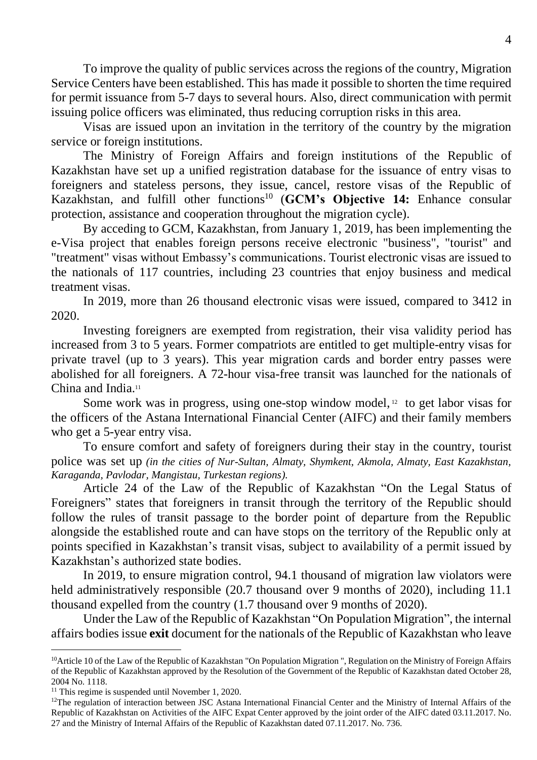To improve the quality of public services across the regions of the country, Migration Service Centers have been established. This has made it possible to shorten the time required for permit issuance from 5-7 days to several hours. Also, direct communication with permit issuing police officers was eliminated, thus reducing corruption risks in this area.

Visas are issued upon an invitation in the territory of the country by the migration service or foreign institutions.

The Ministry of Foreign Affairs and foreign institutions of the Republic of Kazakhstan have set up a unified registration database for the issuance of entry visas to foreigners and stateless persons, they issue, cancel, restore visas of the Republic of Kazakhstan, and fulfill other functions[10] (**GCM's Objective 14:** Enhance consular protection, assistance and cooperation throughout the migration cycle).

By acceding to GCM, Kazakhstan, from January 1, 2019, has been implementing the e-Visa project that enables foreign persons receive electronic "business", "tourist" and "treatment" visas without Embassy's communications. Tourist electronic visas are issued to the nationals of 117 countries, including 23 countries that enjoy business and medical treatment visas.

In 2019, more than 26 thousand electronic visas were issued, compared to 3412 in 2020.

Investing foreigners are exempted from registration, their visa validity period has increased from 3 to 5 years. Former compatriots are entitled to get multiple-entry visas for private travel (up to 3 years). This year migration cards and border entry passes were abolished for all foreigners. A 72-hour visa-free transit was launched for the nationals of China and India.[11]

Some work was in progress, using one-stop window model,[12] to get labor visas for the officers of the Astana International Financial Center (AIFC) and their family members who get a 5-year entry visa.

To ensure comfort and safety of foreigners during their stay in the country, tourist police was set up *(in the cities of Nur-Sultan, Almaty, Shymkent, Akmola, Almaty, East Kazakhstan, Karaganda, Pavlodar, Mangistau, Turkestan regions).*

Article 24 of the Law of the Republic of Kazakhstan "On the Legal Status of Foreigners" states that foreigners in transit through the territory of the Republic should follow the rules of transit passage to the border point of departure from the Republic alongside the established route and can have stops on the territory of the Republic only at points specified in Kazakhstan's transit visas, subject to availability of a permit issued by Kazakhstan's authorized state bodies.

In 2019, to ensure migration control, 94.1 thousand of migration law violators were held administratively responsible (20.7 thousand over 9 months of 2020), including 11.1 thousand expelled from the country (1.7 thousand over 9 months of 2020).

Under the Law of the Republic of Kazakhstan "On Population Migration", the internal affairs bodies issue **exit** document for the nationals of the Republic of Kazakhstan who leave

---

[10] Article 10 of the Law of the Republic of Kazakhstan "On Population Migration ", Regulation on the Ministry of Foreign Affairs of the Republic of Kazakhstan approved by the Resolution of the Government of the Republic of Kazakhstan dated October 28, 2004 No. 1118.

[11] This regime is suspended until November 1, 2020.

[12] The regulation of interaction between JSC Astana International Financial Center and the Ministry of Internal Affairs of the Republic of Kazakhstan on Activities of the AIFC Expat Center approved by the joint order of the AIFC dated 03.11.2017. No. 27 and the Ministry of Internal Affairs of the Republic of Kazakhstan dated 07.11.2017. No. 736.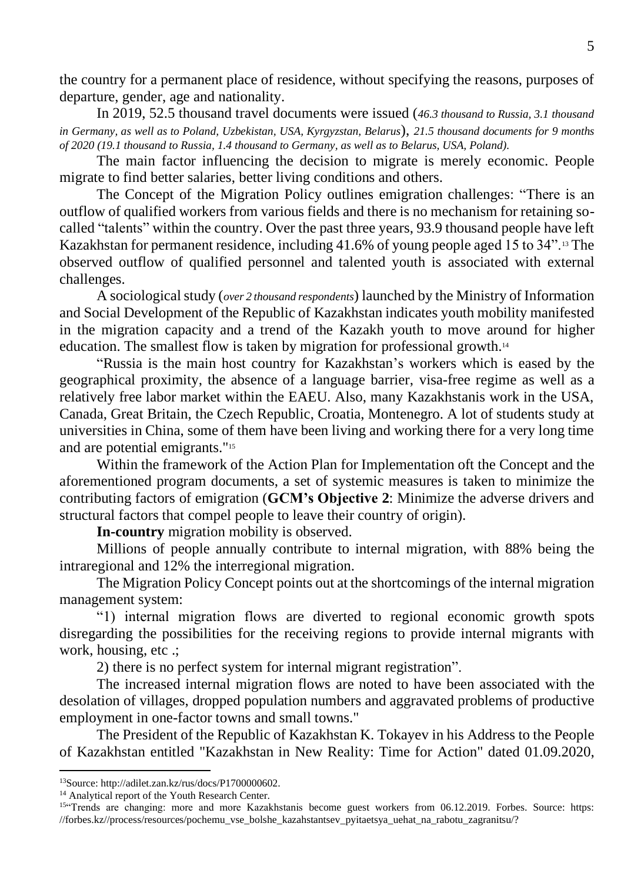the country for a permanent place of residence, without specifying the reasons, purposes of departure, gender, age and nationality.

In 2019, 52.5 thousand travel documents were issued (*46.3 thousand to Russia, 3.1 thousand in Germany, as well as to Poland, Uzbekistan, USA, Kyrgyzstan, Belarus*), *21.5 thousand documents for 9 months of 2020 (19.1 thousand to Russia, 1.4 thousand to Germany, as well as to Belarus, USA, Poland).*

The main factor influencing the decision to migrate is merely economic. People migrate to find better salaries, better living conditions and others.

The Concept of the Migration Policy outlines emigration challenges: "There is an outflow of qualified workers from various fields and there is no mechanism for retaining so-called "talents" within the country. Over the past three years, 93.9 thousand people have left Kazakhstan for permanent residence, including 41.6% of young people aged 15 to 34".[13] The observed outflow of qualified personnel and talented youth is associated with external challenges.

A sociological study (*over 2 thousand respondents*) launched by the Ministry of Information and Social Development of the Republic of Kazakhstan indicates youth mobility manifested in the migration capacity and a trend of the Kazakh youth to move around for higher education. The smallest flow is taken by migration for professional growth.[14]

"Russia is the main host country for Kazakhstan's workers which is eased by the geographical proximity, the absence of a language barrier, visa-free regime as well as a relatively free labor market within the EAEU. Also, many Kazakhstanis work in the USA, Canada, Great Britain, the Czech Republic, Croatia, Montenegro. A lot of students study at universities in China, some of them have been living and working there for a very long time and are potential emigrants."[15]

Within the framework of the Action Plan for Implementation oft the Concept and the aforementioned program documents, a set of systemic measures is taken to minimize the contributing factors of emigration (**GCM's Objective 2**: Minimize the adverse drivers and structural factors that compel people to leave their country of origin).

**In-country** migration mobility is observed.

Millions of people annually contribute to internal migration, with 88% being the intraregional and 12% the interregional migration.

The Migration Policy Concept points out at the shortcomings of the internal migration management system:

"1) internal migration flows are diverted to regional economic growth spots disregarding the possibilities for the receiving regions to provide internal migrants with work, housing, etc .;

2) there is no perfect system for internal migrant registration".

The increased internal migration flows are noted to have been associated with the desolation of villages, dropped population numbers and aggravated problems of productive employment in one-factor towns and small towns."

The President of the Republic of Kazakhstan K. Tokayev in his Address to the People of Kazakhstan entitled "Kazakhstan in New Reality: Time for Action" dated 01.09.2020,

---

[13] Source: http://adilet.zan.kz/rus/docs/P1700000602.

[14] Analytical report of the Youth Research Center.

[15] "Trends are changing: more and more Kazakhstanis become guest workers from 06.12.2019. Forbes. Source: https: //forbes.kz//process/resources/pochemu_vse_bolshe_kazahstantsev_pyitaetsya_uehat_na_rabotu_zagranitsu/?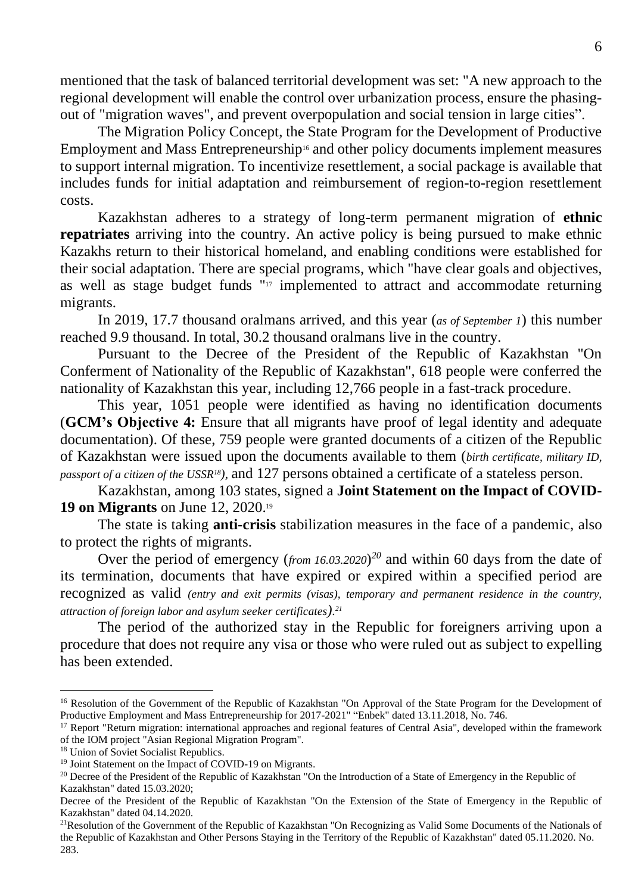mentioned that the task of balanced territorial development was set: "A new approach to the regional development will enable the control over urbanization process, ensure the phasing-out of "migration waves", and prevent overpopulation and social tension in large cities".

The Migration Policy Concept, the State Program for the Development of Productive Employment and Mass Entrepreneurship[16] and other policy documents implement measures to support internal migration. To incentivize resettlement, a social package is available that includes funds for initial adaptation and reimbursement of region-to-region resettlement costs.

Kazakhstan adheres to a strategy of long-term permanent migration of **ethnic repatriates** arriving into the country. An active policy is being pursued to make ethnic Kazakhs return to their historical homeland, and enabling conditions were established for their social adaptation. There are special programs, which "have clear goals and objectives, as well as stage budget funds "[17] implemented to attract and accommodate returning migrants.

In 2019, 17.7 thousand oralmans arrived, and this year (*as of September 1*) this number reached 9.9 thousand. In total, 30.2 thousand oralmans live in the country.

Pursuant to the Decree of the President of the Republic of Kazakhstan "On Conferment of Nationality of the Republic of Kazakhstan", 618 people were conferred the nationality of Kazakhstan this year, including 12,766 people in a fast-track procedure.

This year, 1051 people were identified as having no identification documents (**GCM's Objective 4:** Ensure that all migrants have proof of legal identity and adequate documentation). Of these, 759 people were granted documents of a citizen of the Republic of Kazakhstan were issued upon the documents available to them (*birth certificate, military ID, passport of a citizen of the USSR[18]*), and 127 persons obtained a certificate of a stateless person.

Kazakhstan, among 103 states, signed a **Joint Statement on the Impact of COVID-19 on Migrants** on June 12, 2020.[19]

The state is taking **anti-crisis** stabilization measures in the face of a pandemic, also to protect the rights of migrants.

Over the period of emergency (*from 16.03.2020*)[20] and within 60 days from the date of its termination, documents that have expired or expired within a specified period are recognized as valid *(entry and exit permits (visas), temporary and permanent residence in the country, attraction of foreign labor and asylum seeker certificates)*.[21]

The period of the authorized stay in the Republic for foreigners arriving upon a procedure that does not require any visa or those who were ruled out as subject to expelling has been extended.

---

[16] Resolution of the Government of the Republic of Kazakhstan "On Approval of the State Program for the Development of Productive Employment and Mass Entrepreneurship for 2017-2021" "Enbek" dated 13.11.2018, No. 746.

[17] Report "Return migration: international approaches and regional features of Central Asia", developed within the framework of the IOM project "Asian Regional Migration Program".

[18] Union of Soviet Socialist Republics.

[19] Joint Statement on the Impact of COVID-19 on Migrants.

[20] Decree of the President of the Republic of Kazakhstan "On the Introduction of a State of Emergency in the Republic of Kazakhstan" dated 15.03.2020;
Decree of the President of the Republic of Kazakhstan "On the Extension of the State of Emergency in the Republic of Kazakhstan" dated 04.14.2020.

[21] Resolution of the Government of the Republic of Kazakhstan "On Recognizing as Valid Some Documents of the Nationals of the Republic of Kazakhstan and Other Persons Staying in the Territory of the Republic of Kazakhstan" dated 05.11.2020. No. 283.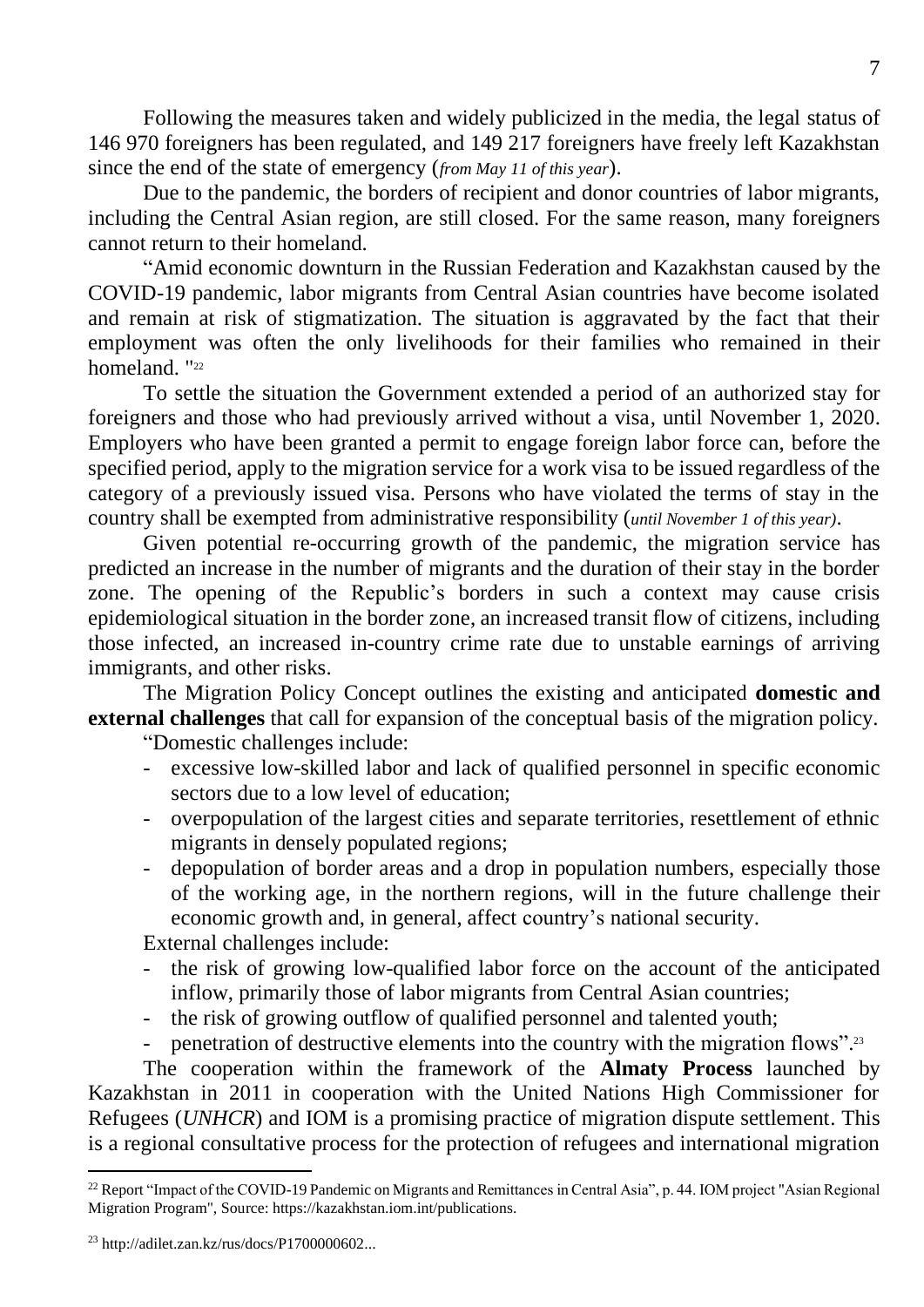Following the measures taken and widely publicized in the media, the legal status of 146 970 foreigners has been regulated, and 149 217 foreigners have freely left Kazakhstan since the end of the state of emergency (*from May 11 of this year*).

Due to the pandemic, the borders of recipient and donor countries of labor migrants, including the Central Asian region, are still closed. For the same reason, many foreigners cannot return to their homeland.

"Amid economic downturn in the Russian Federation and Kazakhstan caused by the COVID-19 pandemic, labor migrants from Central Asian countries have become isolated and remain at risk of stigmatization. The situation is aggravated by the fact that their employment was often the only livelihoods for their families who remained in their homeland. "[22]

To settle the situation the Government extended a period of an authorized stay for foreigners and those who had previously arrived without a visa, until November 1, 2020. Employers who have been granted a permit to engage foreign labor force can, before the specified period, apply to the migration service for a work visa to be issued regardless of the category of a previously issued visa. Persons who have violated the terms of stay in the country shall be exempted from administrative responsibility (*until November 1 of this year*).

Given potential re-occurring growth of the pandemic, the migration service has predicted an increase in the number of migrants and the duration of their stay in the border zone. The opening of the Republic's borders in such a context may cause crisis epidemiological situation in the border zone, an increased transit flow of citizens, including those infected, an increased in-country crime rate due to unstable earnings of arriving immigrants, and other risks.

The Migration Policy Concept outlines the existing and anticipated **domestic and external challenges** that call for expansion of the conceptual basis of the migration policy.

"Domestic challenges include:

- excessive low-skilled labor and lack of qualified personnel in specific economic sectors due to a low level of education;
- overpopulation of the largest cities and separate territories, resettlement of ethnic migrants in densely populated regions;
- depopulation of border areas and a drop in population numbers, especially those of the working age, in the northern regions, will in the future challenge their economic growth and, in general, affect country's national security.

External challenges include:

- the risk of growing low-qualified labor force on the account of the anticipated inflow, primarily those of labor migrants from Central Asian countries;
- the risk of growing outflow of qualified personnel and talented youth;
- penetration of destructive elements into the country with the migration flows".[23]

The cooperation within the framework of the **Almaty Process** launched by Kazakhstan in 2011 in cooperation with the United Nations High Commissioner for Refugees (*UNHCR*) and IOM is a promising practice of migration dispute settlement. This is a regional consultative process for the protection of refugees and international migration

[22] Report "Impact of the COVID-19 Pandemic on Migrants and Remittances in Central Asia", p. 44. IOM project "Asian Regional Migration Program", Source: https://kazakhstan.iom.int/publications.

[23] http://adilet.zan.kz/rus/docs/P1700000602...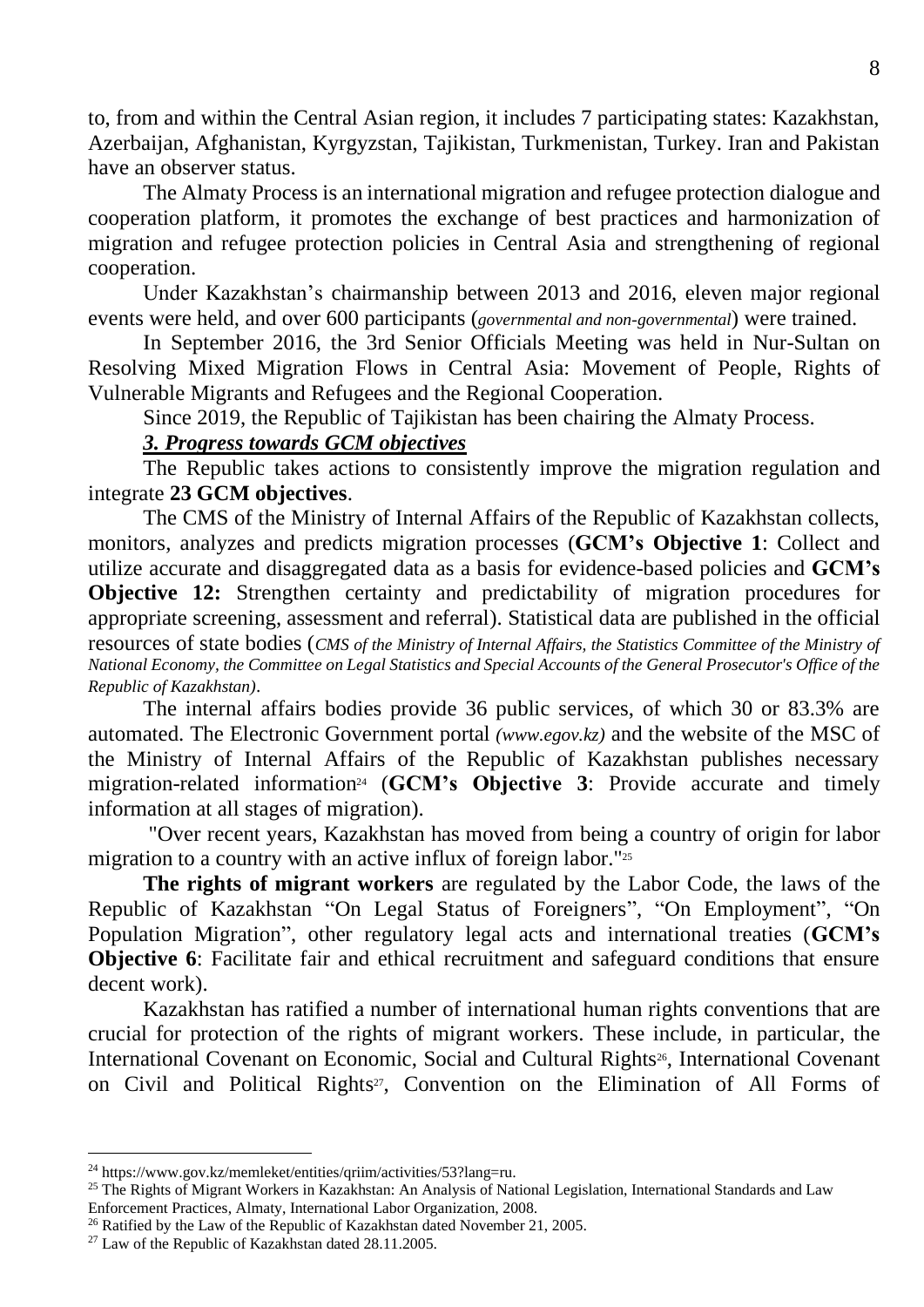to, from and within the Central Asian region, it includes 7 participating states: Kazakhstan, Azerbaijan, Afghanistan, Kyrgyzstan, Tajikistan, Turkmenistan, Turkey. Iran and Pakistan have an observer status.

The Almaty Process is an international migration and refugee protection dialogue and cooperation platform, it promotes the exchange of best practices and harmonization of migration and refugee protection policies in Central Asia and strengthening of regional cooperation.

Under Kazakhstan's chairmanship between 2013 and 2016, eleven major regional events were held, and over 600 participants (*governmental and non-governmental*) were trained.

In September 2016, the 3rd Senior Officials Meeting was held in Nur-Sultan on Resolving Mixed Migration Flows in Central Asia: Movement of People, Rights of Vulnerable Migrants and Refugees and the Regional Cooperation.

Since 2019, the Republic of Tajikistan has been chairing the Almaty Process.

***3. Progress towards GCM objectives***

The Republic takes actions to consistently improve the migration regulation and integrate **23 GCM objectives**.

The CMS of the Ministry of Internal Affairs of the Republic of Kazakhstan collects, monitors, analyzes and predicts migration processes (**GCM's Objective 1**: Collect and utilize accurate and disaggregated data as a basis for evidence-based policies and **GCM's Objective 12:** Strengthen certainty and predictability of migration procedures for appropriate screening, assessment and referral). Statistical data are published in the official resources of state bodies (*CMS of the Ministry of Internal Affairs, the Statistics Committee of the Ministry of National Economy, the Committee on Legal Statistics and Special Accounts of the General Prosecutor's Office of the Republic of Kazakhstan)*.

The internal affairs bodies provide 36 public services, of which 30 or 83.3% are automated. The Electronic Government portal *(www.egov.kz)* and the website of the MSC of the Ministry of Internal Affairs of the Republic of Kazakhstan publishes necessary migration-related information[24] (**GCM's Objective 3**: Provide accurate and timely information at all stages of migration).

"Over recent years, Kazakhstan has moved from being a country of origin for labor migration to a country with an active influx of foreign labor."[25]

**The rights of migrant workers** are regulated by the Labor Code, the laws of the Republic of Kazakhstan "On Legal Status of Foreigners", "On Employment", "On Population Migration", other regulatory legal acts and international treaties (**GCM's Objective 6**: Facilitate fair and ethical recruitment and safeguard conditions that ensure decent work).

Kazakhstan has ratified a number of international human rights conventions that are crucial for protection of the rights of migrant workers. These include, in particular, the International Covenant on Economic, Social and Cultural Rights[26], International Covenant on Civil and Political Rights[27], Convention on the Elimination of All Forms of

---

[24] https://www.gov.kz/memleket/entities/qriim/activities/53?lang=ru.

[25] The Rights of Migrant Workers in Kazakhstan: An Analysis of National Legislation, International Standards and Law Enforcement Practices, Almaty, International Labor Organization, 2008.

[26] Ratified by the Law of the Republic of Kazakhstan dated November 21, 2005.

[27] Law of the Republic of Kazakhstan dated 28.11.2005.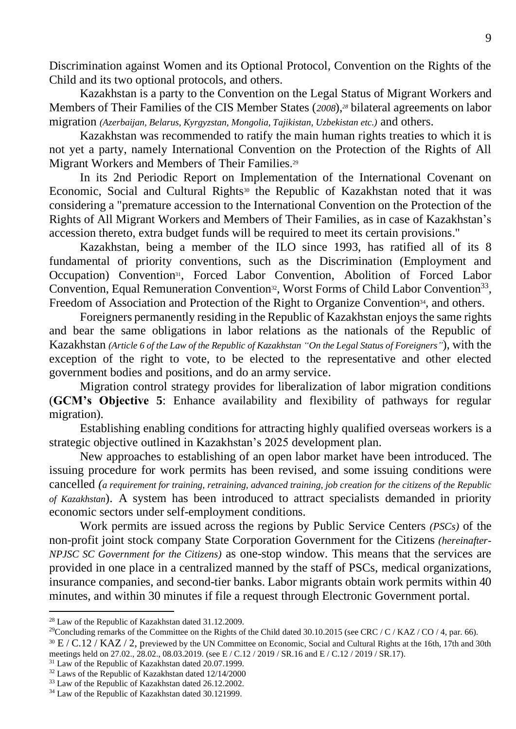Discrimination against Women and its Optional Protocol, Convention on the Rights of the Child and its two optional protocols, and others.

Kazakhstan is a party to the Convention on the Legal Status of Migrant Workers and Members of Their Families of the CIS Member States (*2008*),[28] bilateral agreements on labor migration *(Azerbaijan, Belarus, Kyrgyzstan, Mongolia, Tajikistan, Uzbekistan etc.)* and others.

Kazakhstan was recommended to ratify the main human rights treaties to which it is not yet a party, namely International Convention on the Protection of the Rights of All Migrant Workers and Members of Their Families.[29]

In its 2nd Periodic Report on Implementation of the International Covenant on Economic, Social and Cultural Rights[30] the Republic of Kazakhstan noted that it was considering a "premature accession to the International Convention on the Protection of the Rights of All Migrant Workers and Members of Their Families, as in case of Kazakhstan's accession thereto, extra budget funds will be required to meet its certain provisions."

Kazakhstan, being a member of the ILO since 1993, has ratified all of its 8 fundamental of priority conventions, such as the Discrimination (Employment and Occupation) Convention[31], Forced Labor Convention, Abolition of Forced Labor Convention, Equal Remuneration Convention[32], Worst Forms of Child Labor Convention[33], Freedom of Association and Protection of the Right to Organize Convention[34], and others.

Foreigners permanently residing in the Republic of Kazakhstan enjoys the same rights and bear the same obligations in labor relations as the nationals of the Republic of Kazakhstan *(Article 6 of the Law of the Republic of Kazakhstan "On the Legal Status of Foreigners")*, with the exception of the right to vote, to be elected to the representative and other elected government bodies and positions, and do an army service.

Migration control strategy provides for liberalization of labor migration conditions (**GCM's Objective 5**: Enhance availability and flexibility of pathways for regular migration).

Establishing enabling conditions for attracting highly qualified overseas workers is a strategic objective outlined in Kazakhstan's 2025 development plan.

New approaches to establishing of an open labor market have been introduced. The issuing procedure for work permits has been revised, and some issuing conditions were cancelled (*a requirement for training, retraining, advanced training, job creation for the citizens of the Republic of Kazakhstan*). A system has been introduced to attract specialists demanded in priority economic sectors under self-employment conditions.

Work permits are issued across the regions by Public Service Centers *(PSCs)* of the non-profit joint stock company State Corporation Government for the Citizens *(hereinafter-NPJSC SC Government for the Citizens)* as one-stop window. This means that the services are provided in one place in a centralized manned by the staff of PSCs, medical organizations, insurance companies, and second-tier banks. Labor migrants obtain work permits within 40 minutes, and within 30 minutes if file a request through Electronic Government portal.

---

[28] Law of the Republic of Kazakhstan dated 31.12.2009.

[29] Concluding remarks of the Committee on the Rights of the Child dated 30.10.2015 (see CRC / C / KAZ / CO / 4, par. 66).

[30] E / C.12 / KAZ / 2, previewed by the UN Committee on Economic, Social and Cultural Rights at the 16th, 17th and 30th meetings held on 27.02., 28.02., 08.03.2019. (see E / C.12 / 2019 / SR.16 and E / C.12 / 2019 / SR.17).

[31] Law of the Republic of Kazakhstan dated 20.07.1999.

[32] Laws of the Republic of Kazakhstan dated 12/14/2000

[33] Law of the Republic of Kazakhstan dated 26.12.2002.

[34] Law of the Republic of Kazakhstan dated 30.121999.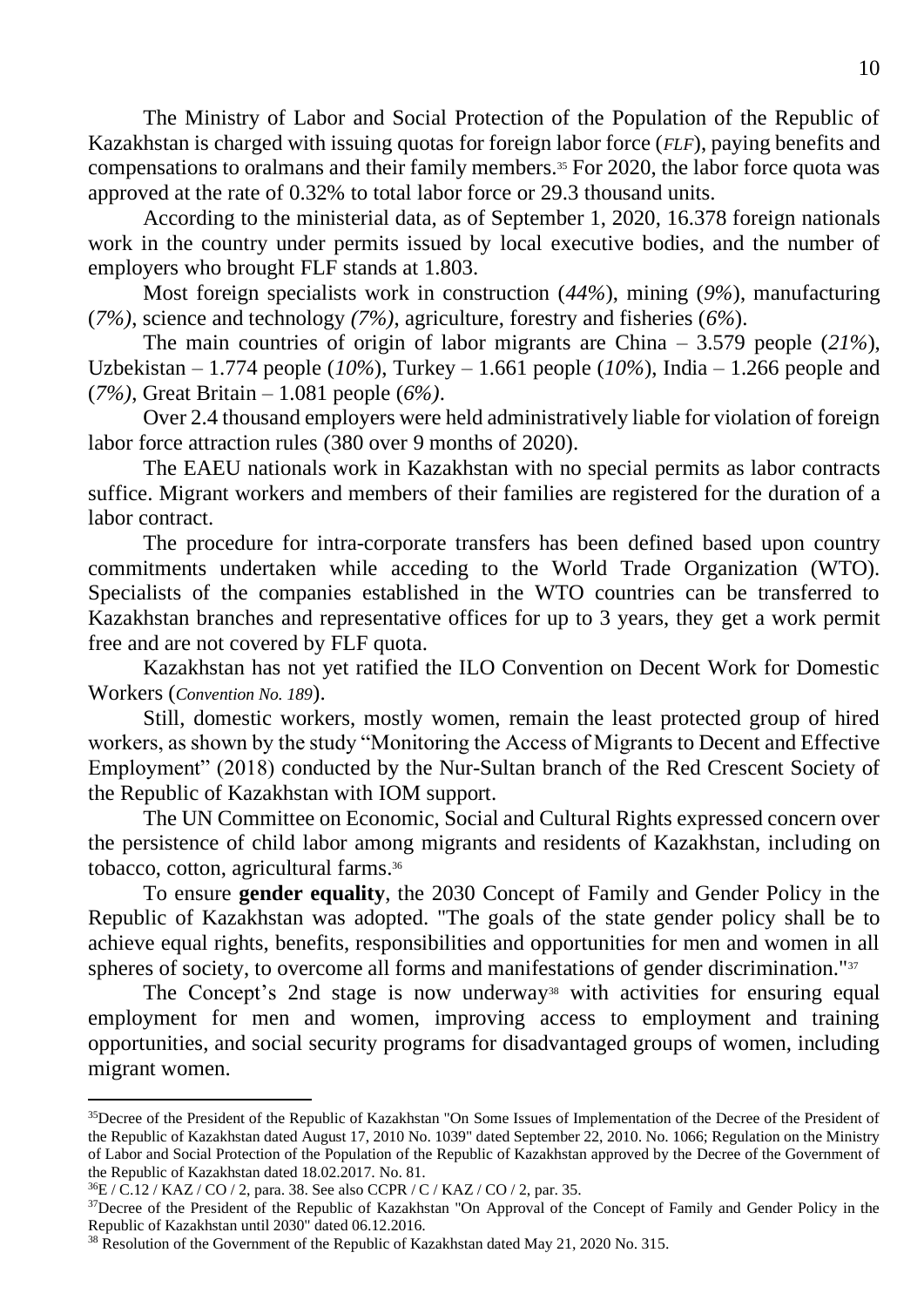The Ministry of Labor and Social Protection of the Population of the Republic of Kazakhstan is charged with issuing quotas for foreign labor force (*FLF*), paying benefits and compensations to oralmans and their family members.[35] For 2020, the labor force quota was approved at the rate of 0.32% to total labor force or 29.3 thousand units.

According to the ministerial data, as of September 1, 2020, 16.378 foreign nationals work in the country under permits issued by local executive bodies, and the number of employers who brought FLF stands at 1.803.

Most foreign specialists work in construction (*44%*), mining (*9%*), manufacturing (*7%)*, science and technology *(7%)*, agriculture, forestry and fisheries (*6%*).

The main countries of origin of labor migrants are China – 3.579 people (*21%*), Uzbekistan – 1.774 people (*10%*), Turkey – 1.661 people (*10%*), India – 1.266 people and (*7%)*, Great Britain – 1.081 people (*6%)*.

Over 2.4 thousand employers were held administratively liable for violation of foreign labor force attraction rules (380 over 9 months of 2020).

The EAEU nationals work in Kazakhstan with no special permits as labor contracts suffice. Migrant workers and members of their families are registered for the duration of a labor contract.

The procedure for intra-corporate transfers has been defined based upon country commitments undertaken while acceding to the World Trade Organization (WTO). Specialists of the companies established in the WTO countries can be transferred to Kazakhstan branches and representative offices for up to 3 years, they get a work permit free and are not covered by FLF quota.

Kazakhstan has not yet ratified the ILO Convention on Decent Work for Domestic Workers (*Convention No. 189*).

Still, domestic workers, mostly women, remain the least protected group of hired workers, as shown by the study "Monitoring the Access of Migrants to Decent and Effective Employment" (2018) conducted by the Nur-Sultan branch of the Red Crescent Society of the Republic of Kazakhstan with IOM support.

The UN Committee on Economic, Social and Cultural Rights expressed concern over the persistence of child labor among migrants and residents of Kazakhstan, including on tobacco, cotton, agricultural farms.[36]

To ensure **gender equality**, the 2030 Concept of Family and Gender Policy in the Republic of Kazakhstan was adopted. "The goals of the state gender policy shall be to achieve equal rights, benefits, responsibilities and opportunities for men and women in all spheres of society, to overcome all forms and manifestations of gender discrimination."[37]

The Concept's 2nd stage is now underway[38] with activities for ensuring equal employment for men and women, improving access to employment and training opportunities, and social security programs for disadvantaged groups of women, including migrant women.

---

[35] Decree of the President of the Republic of Kazakhstan "On Some Issues of Implementation of the Decree of the President of the Republic of Kazakhstan dated August 17, 2010 No. 1039" dated September 22, 2010. No. 1066; Regulation on the Ministry of Labor and Social Protection of the Population of the Republic of Kazakhstan approved by the Decree of the Government of the Republic of Kazakhstan dated 18.02.2017. No. 81.

[36] E / C.12 / KAZ / CO / 2, para. 38. See also CCPR / C / KAZ / CO / 2, par. 35.

[37] Decree of the President of the Republic of Kazakhstan "On Approval of the Concept of Family and Gender Policy in the Republic of Kazakhstan until 2030" dated 06.12.2016.

[38] Resolution of the Government of the Republic of Kazakhstan dated May 21, 2020 No. 315.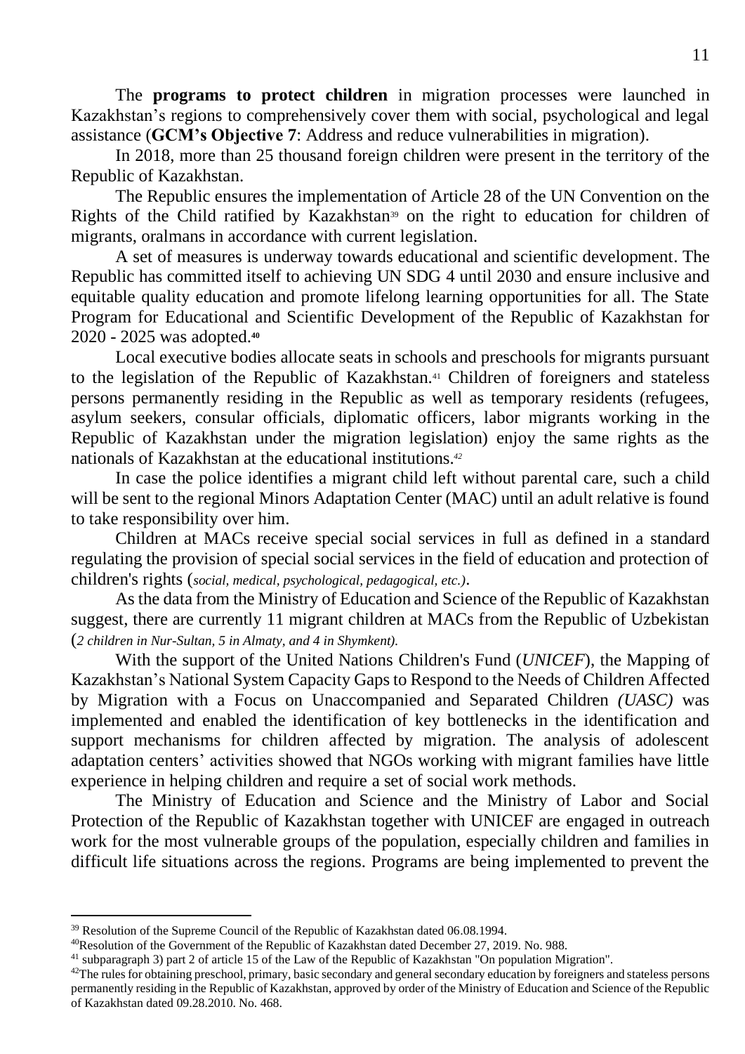The **programs to protect children** in migration processes were launched in Kazakhstan's regions to comprehensively cover them with social, psychological and legal assistance (**GCM's Objective 7**: Address and reduce vulnerabilities in migration).

In 2018, more than 25 thousand foreign children were present in the territory of the Republic of Kazakhstan.

The Republic ensures the implementation of Article 28 of the UN Convention on the Rights of the Child ratified by Kazakhstan[39] on the right to education for children of migrants, oralmans in accordance with current legislation.

A set of measures is underway towards educational and scientific development. The Republic has committed itself to achieving UN SDG 4 until 2030 and ensure inclusive and equitable quality education and promote lifelong learning opportunities for all. The State Program for Educational and Scientific Development of the Republic of Kazakhstan for 2020 - 2025 was adopted.[40]

Local executive bodies allocate seats in schools and preschools for migrants pursuant to the legislation of the Republic of Kazakhstan.[41] Children of foreigners and stateless persons permanently residing in the Republic as well as temporary residents (refugees, asylum seekers, consular officials, diplomatic officers, labor migrants working in the Republic of Kazakhstan under the migration legislation) enjoy the same rights as the nationals of Kazakhstan at the educational institutions.[42]

In case the police identifies a migrant child left without parental care, such a child will be sent to the regional Minors Adaptation Center (MAC) until an adult relative is found to take responsibility over him.

Children at MACs receive special social services in full as defined in a standard regulating the provision of special social services in the field of education and protection of children's rights (*social, medical, psychological, pedagogical, etc.)*.

As the data from the Ministry of Education and Science of the Republic of Kazakhstan suggest, there are currently 11 migrant children at MACs from the Republic of Uzbekistan (*2 children in Nur-Sultan, 5 in Almaty, and 4 in Shymkent).*

With the support of the United Nations Children's Fund (*UNICEF*), the Mapping of Kazakhstan's National System Capacity Gaps to Respond to the Needs of Children Affected by Migration with a Focus on Unaccompanied and Separated Children *(UASC)* was implemented and enabled the identification of key bottlenecks in the identification and support mechanisms for children affected by migration. The analysis of adolescent adaptation centers' activities showed that NGOs working with migrant families have little experience in helping children and require a set of social work methods.

The Ministry of Education and Science and the Ministry of Labor and Social Protection of the Republic of Kazakhstan together with UNICEF are engaged in outreach work for the most vulnerable groups of the population, especially children and families in difficult life situations across the regions. Programs are being implemented to prevent the

---

[39] Resolution of the Supreme Council of the Republic of Kazakhstan dated 06.08.1994.

[40] Resolution of the Government of the Republic of Kazakhstan dated December 27, 2019. No. 988.

[41] subparagraph 3) part 2 of article 15 of the Law of the Republic of Kazakhstan "On population Migration".

[42] The rules for obtaining preschool, primary, basic secondary and general secondary education by foreigners and stateless persons permanently residing in the Republic of Kazakhstan, approved by order of the Ministry of Education and Science of the Republic of Kazakhstan dated 09.28.2010. No. 468.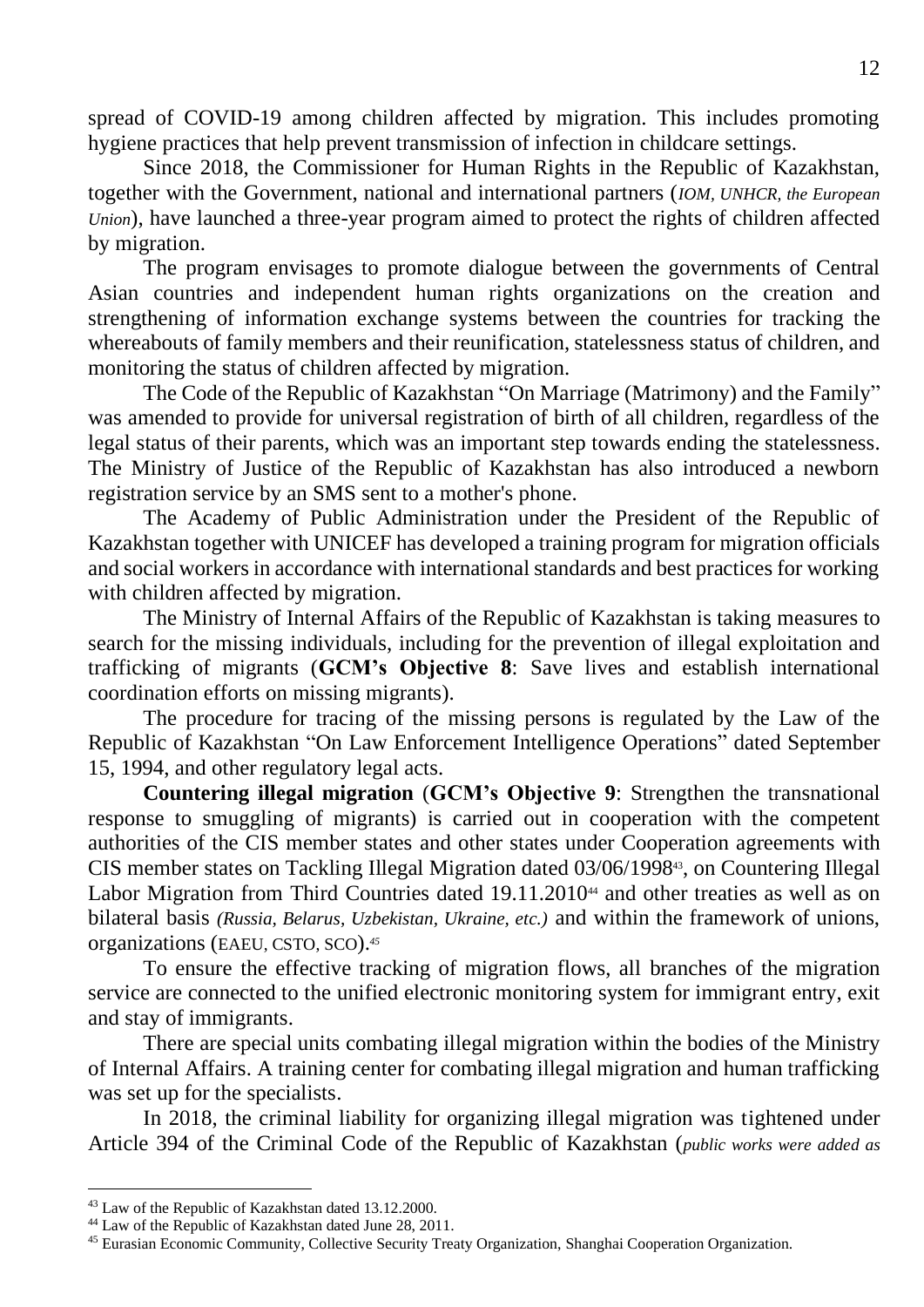spread of COVID-19 among children affected by migration. This includes promoting hygiene practices that help prevent transmission of infection in childcare settings.

Since 2018, the Commissioner for Human Rights in the Republic of Kazakhstan, together with the Government, national and international partners (*IOM, UNHCR, the European Union*), have launched a three-year program aimed to protect the rights of children affected by migration.

The program envisages to promote dialogue between the governments of Central Asian countries and independent human rights organizations on the creation and strengthening of information exchange systems between the countries for tracking the whereabouts of family members and their reunification, statelessness status of children, and monitoring the status of children affected by migration.

The Code of the Republic of Kazakhstan "On Marriage (Matrimony) and the Family" was amended to provide for universal registration of birth of all children, regardless of the legal status of their parents, which was an important step towards ending the statelessness. The Ministry of Justice of the Republic of Kazakhstan has also introduced a newborn registration service by an SMS sent to a mother's phone.

The Academy of Public Administration under the President of the Republic of Kazakhstan together with UNICEF has developed a training program for migration officials and social workers in accordance with international standards and best practices for working with children affected by migration.

The Ministry of Internal Affairs of the Republic of Kazakhstan is taking measures to search for the missing individuals, including for the prevention of illegal exploitation and trafficking of migrants (**GCM's Objective 8**: Save lives and establish international coordination efforts on missing migrants).

The procedure for tracing of the missing persons is regulated by the Law of the Republic of Kazakhstan "On Law Enforcement Intelligence Operations" dated September 15, 1994, and other regulatory legal acts.

**Countering illegal migration** (**GCM's Objective 9**: Strengthen the transnational response to smuggling of migrants) is carried out in cooperation with the competent authorities of the CIS member states and other states under Cooperation agreements with CIS member states on Tackling Illegal Migration dated 03/06/1998[43], on Countering Illegal Labor Migration from Third Countries dated 19.11.2010[44] and other treaties as well as on bilateral basis *(Russia, Belarus, Uzbekistan, Ukraine, etc.)* and within the framework of unions, organizations (EAEU, CSTO, SCO).[45]

To ensure the effective tracking of migration flows, all branches of the migration service are connected to the unified electronic monitoring system for immigrant entry, exit and stay of immigrants.

There are special units combating illegal migration within the bodies of the Ministry of Internal Affairs. A training center for combating illegal migration and human trafficking was set up for the specialists.

In 2018, the criminal liability for organizing illegal migration was tightened under Article 394 of the Criminal Code of the Republic of Kazakhstan (*public works were added as*

---

[43] Law of the Republic of Kazakhstan dated 13.12.2000.

[44] Law of the Republic of Kazakhstan dated June 28, 2011.

[45] Eurasian Economic Community, Collective Security Treaty Organization, Shanghai Cooperation Organization.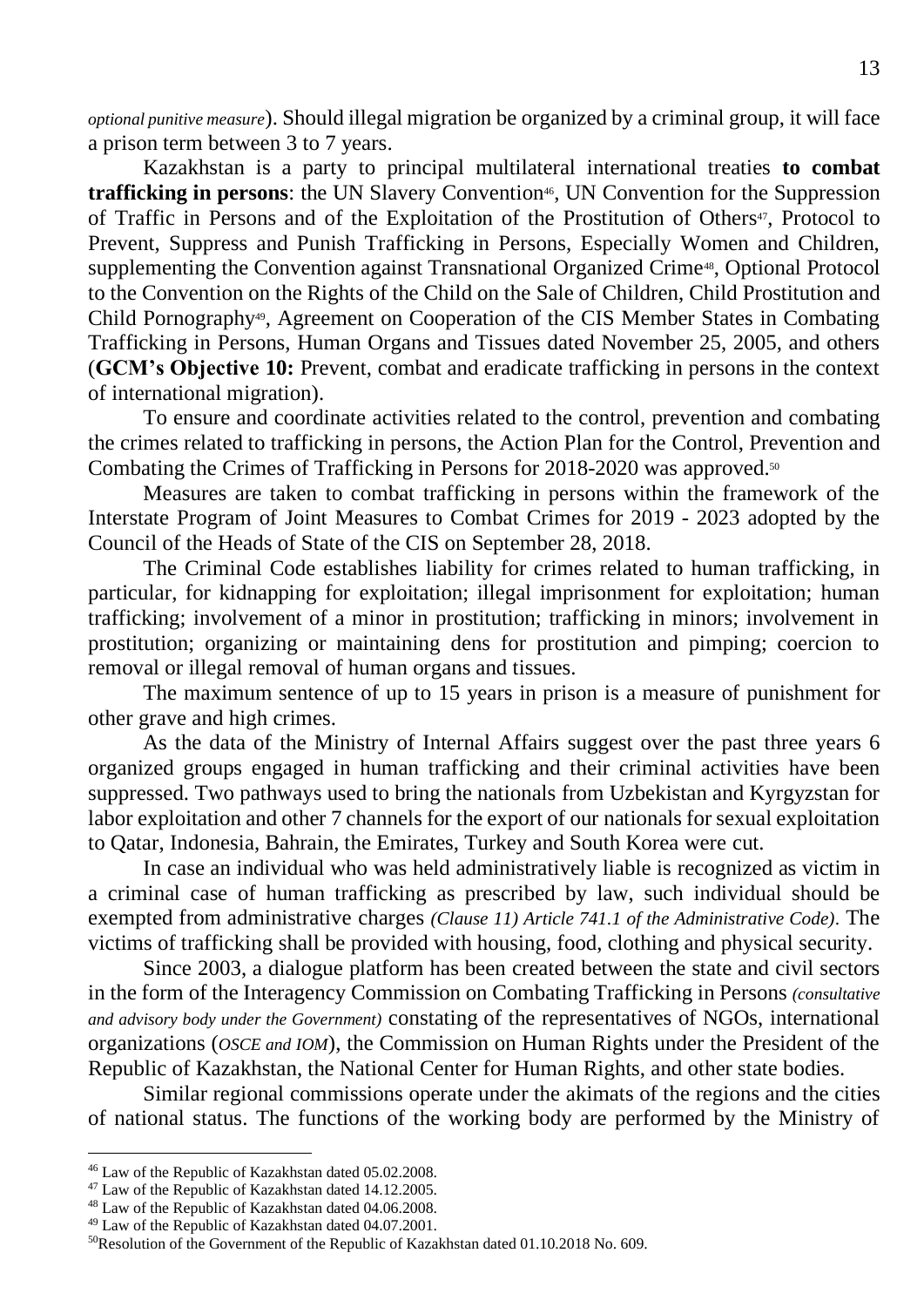*optional punitive measure*). Should illegal migration be organized by a criminal group, it will face a prison term between 3 to 7 years.

Kazakhstan is a party to principal multilateral international treaties **to combat trafficking in persons**: the UN Slavery Convention[46], UN Convention for the Suppression of Traffic in Persons and of the Exploitation of the Prostitution of Others[47], Protocol to Prevent, Suppress and Punish Trafficking in Persons, Especially Women and Children, supplementing the Convention against Transnational Organized Crime[48], Optional Protocol to the Convention on the Rights of the Child on the Sale of Children, Child Prostitution and Child Pornography[49], Agreement on Cooperation of the CIS Member States in Combating Trafficking in Persons, Human Organs and Tissues dated November 25, 2005, and others (**GCM's Objective 10:** Prevent, combat and eradicate trafficking in persons in the context of international migration).

To ensure and coordinate activities related to the control, prevention and combating the crimes related to trafficking in persons, the Action Plan for the Control, Prevention and Combating the Crimes of Trafficking in Persons for 2018-2020 was approved.[50]

Measures are taken to combat trafficking in persons within the framework of the Interstate Program of Joint Measures to Combat Crimes for 2019 - 2023 adopted by the Council of the Heads of State of the CIS on September 28, 2018.

The Criminal Code establishes liability for crimes related to human trafficking, in particular, for kidnapping for exploitation; illegal imprisonment for exploitation; human trafficking; involvement of a minor in prostitution; trafficking in minors; involvement in prostitution; organizing or maintaining dens for prostitution and pimping; coercion to removal or illegal removal of human organs and tissues.

The maximum sentence of up to 15 years in prison is a measure of punishment for other grave and high crimes.

As the data of the Ministry of Internal Affairs suggest over the past three years 6 organized groups engaged in human trafficking and their criminal activities have been suppressed. Two pathways used to bring the nationals from Uzbekistan and Kyrgyzstan for labor exploitation and other 7 channels for the export of our nationals for sexual exploitation to Qatar, Indonesia, Bahrain, the Emirates, Turkey and South Korea were cut.

In case an individual who was held administratively liable is recognized as victim in a criminal case of human trafficking as prescribed by law, such individual should be exempted from administrative charges *(Clause 11) Article 741.1 of the Administrative Code)*. The victims of trafficking shall be provided with housing, food, clothing and physical security.

Since 2003, a dialogue platform has been created between the state and civil sectors in the form of the Interagency Commission on Combating Trafficking in Persons *(consultative and advisory body under the Government)* constating of the representatives of NGOs, international organizations (*OSCE and IOM*), the Commission on Human Rights under the President of the Republic of Kazakhstan, the National Center for Human Rights, and other state bodies.

Similar regional commissions operate under the akimats of the regions and the cities of national status. The functions of the working body are performed by the Ministry of

---

[46] Law of the Republic of Kazakhstan dated 05.02.2008.
[47] Law of the Republic of Kazakhstan dated 14.12.2005.
[48] Law of the Republic of Kazakhstan dated 04.06.2008.
[49] Law of the Republic of Kazakhstan dated 04.07.2001.
[50] Resolution of the Government of the Republic of Kazakhstan dated 01.10.2018 No. 609.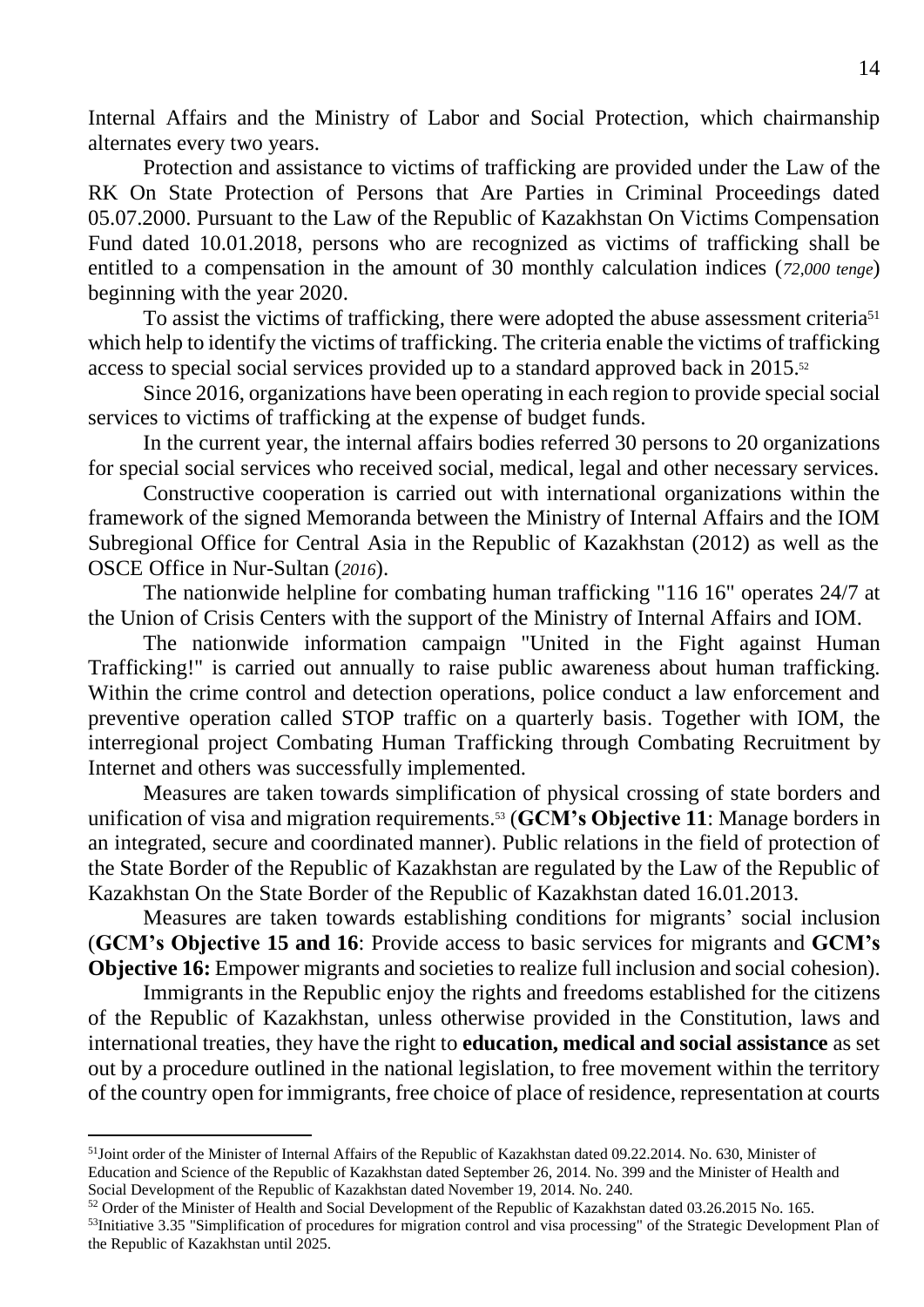Internal Affairs and the Ministry of Labor and Social Protection, which chairmanship alternates every two years.

Protection and assistance to victims of trafficking are provided under the Law of the RK On State Protection of Persons that Are Parties in Criminal Proceedings dated 05.07.2000. Pursuant to the Law of the Republic of Kazakhstan On Victims Compensation Fund dated 10.01.2018, persons who are recognized as victims of trafficking shall be entitled to a compensation in the amount of 30 monthly calculation indices (*72,000 tenge*) beginning with the year 2020.

To assist the victims of trafficking, there were adopted the abuse assessment criteria[51] which help to identify the victims of trafficking. The criteria enable the victims of trafficking access to special social services provided up to a standard approved back in 2015.[52]

Since 2016, organizations have been operating in each region to provide special social services to victims of trafficking at the expense of budget funds.

In the current year, the internal affairs bodies referred 30 persons to 20 organizations for special social services who received social, medical, legal and other necessary services.

Constructive cooperation is carried out with international organizations within the framework of the signed Memoranda between the Ministry of Internal Affairs and the IOM Subregional Office for Central Asia in the Republic of Kazakhstan (2012) as well as the OSCE Office in Nur-Sultan (*2016*).

The nationwide helpline for combating human trafficking "116 16" operates 24/7 at the Union of Crisis Centers with the support of the Ministry of Internal Affairs and IOM.

The nationwide information campaign "United in the Fight against Human Trafficking!" is carried out annually to raise public awareness about human trafficking. Within the crime control and detection operations, police conduct a law enforcement and preventive operation called STOP traffic on a quarterly basis. Together with IOM, the interregional project Combating Human Trafficking through Combating Recruitment by Internet and others was successfully implemented.

Measures are taken towards simplification of physical crossing of state borders and unification of visa and migration requirements.[53] (**GCM's Objective 11**: Manage borders in an integrated, secure and coordinated manner). Public relations in the field of protection of the State Border of the Republic of Kazakhstan are regulated by the Law of the Republic of Kazakhstan On the State Border of the Republic of Kazakhstan dated 16.01.2013.

Measures are taken towards establishing conditions for migrants' social inclusion (**GCM's Objective 15 and 16**: Provide access to basic services for migrants and **GCM's Objective 16:** Empower migrants and societies to realize full inclusion and social cohesion).

Immigrants in the Republic enjoy the rights and freedoms established for the citizens of the Republic of Kazakhstan, unless otherwise provided in the Constitution, laws and international treaties, they have the right to **education, medical and social assistance** as set out by a procedure outlined in the national legislation, to free movement within the territory of the country open for immigrants, free choice of place of residence, representation at courts

---

[51]Joint order of the Minister of Internal Affairs of the Republic of Kazakhstan dated 09.22.2014. No. 630, Minister of Education and Science of the Republic of Kazakhstan dated September 26, 2014. No. 399 and the Minister of Health and Social Development of the Republic of Kazakhstan dated November 19, 2014. No. 240.

[52] Order of the Minister of Health and Social Development of the Republic of Kazakhstan dated 03.26.2015 No. 165.

[53]Initiative 3.35 "Simplification of procedures for migration control and visa processing" of the Strategic Development Plan of the Republic of Kazakhstan until 2025.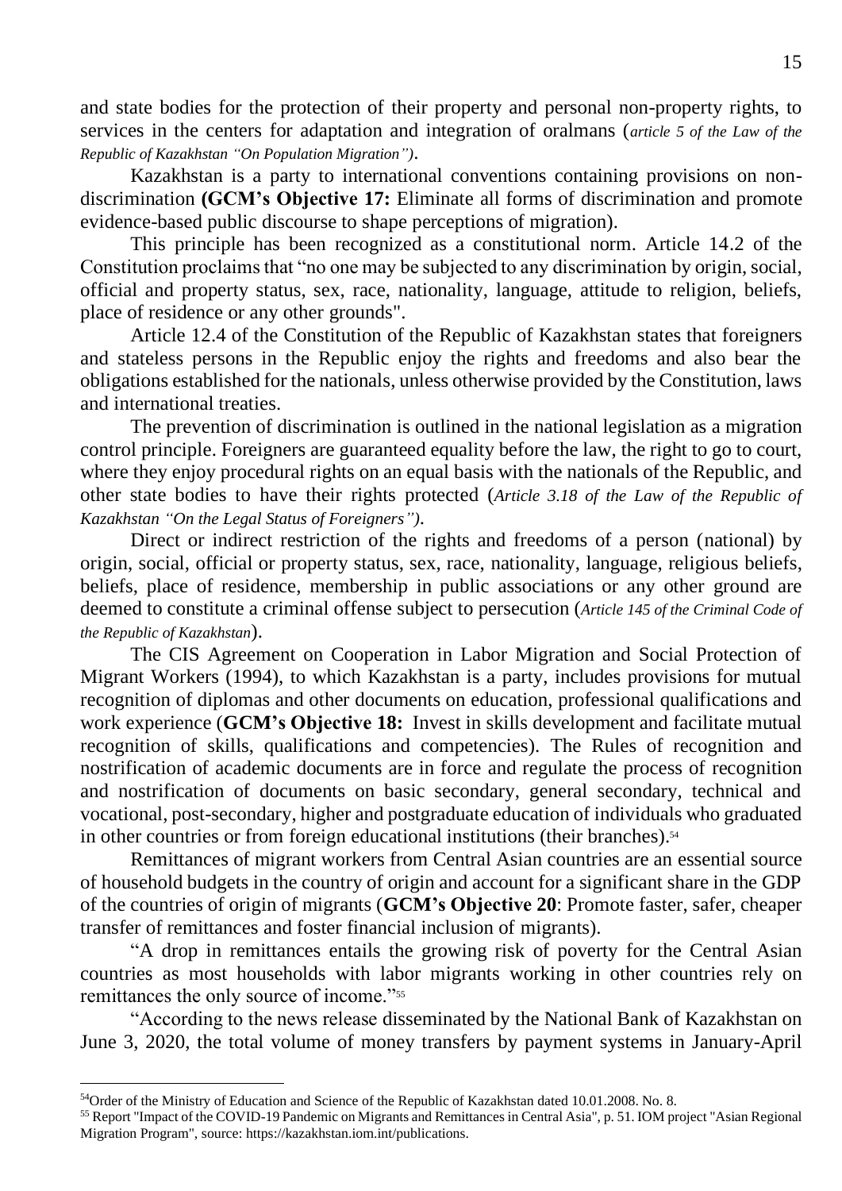and state bodies for the protection of their property and personal non-property rights, to services in the centers for adaptation and integration of oralmans (*article 5 of the Law of the Republic of Kazakhstan "On Population Migration")*.

Kazakhstan is a party to international conventions containing provisions on non-discrimination **(GCM's Objective 17:** Eliminate all forms of discrimination and promote evidence-based public discourse to shape perceptions of migration).

This principle has been recognized as a constitutional norm. Article 14.2 of the Constitution proclaims that "no one may be subjected to any discrimination by origin, social, official and property status, sex, race, nationality, language, attitude to religion, beliefs, place of residence or any other grounds".

Article 12.4 of the Constitution of the Republic of Kazakhstan states that foreigners and stateless persons in the Republic enjoy the rights and freedoms and also bear the obligations established for the nationals, unless otherwise provided by the Constitution, laws and international treaties.

The prevention of discrimination is outlined in the national legislation as a migration control principle. Foreigners are guaranteed equality before the law, the right to go to court, where they enjoy procedural rights on an equal basis with the nationals of the Republic, and other state bodies to have their rights protected (*Article 3.18 of the Law of the Republic of Kazakhstan "On the Legal Status of Foreigners")*.

Direct or indirect restriction of the rights and freedoms of a person (national) by origin, social, official or property status, sex, race, nationality, language, religious beliefs, beliefs, place of residence, membership in public associations or any other ground are deemed to constitute a criminal offense subject to persecution (*Article 145 of the Criminal Code of the Republic of Kazakhstan*).

The CIS Agreement on Cooperation in Labor Migration and Social Protection of Migrant Workers (1994), to which Kazakhstan is a party, includes provisions for mutual recognition of diplomas and other documents on education, professional qualifications and work experience (**GCM's Objective 18:** Invest in skills development and facilitate mutual recognition of skills, qualifications and competencies). The Rules of recognition and nostrification of academic documents are in force and regulate the process of recognition and nostrification of documents on basic secondary, general secondary, technical and vocational, post-secondary, higher and postgraduate education of individuals who graduated in other countries or from foreign educational institutions (their branches).[54]

Remittances of migrant workers from Central Asian countries are an essential source of household budgets in the country of origin and account for a significant share in the GDP of the countries of origin of migrants (**GCM's Objective 20**: Promote faster, safer, cheaper transfer of remittances and foster financial inclusion of migrants).

"A drop in remittances entails the growing risk of poverty for the Central Asian countries as most households with labor migrants working in other countries rely on remittances the only source of income."[55]

"According to the news release disseminated by the National Bank of Kazakhstan on June 3, 2020, the total volume of money transfers by payment systems in January-April

---

[54]Order of the Ministry of Education and Science of the Republic of Kazakhstan dated 10.01.2008. No. 8.

[55] Report "Impact of the COVID-19 Pandemic on Migrants and Remittances in Central Asia", p. 51. IOM project "Asian Regional Migration Program", source: https://kazakhstan.iom.int/publications.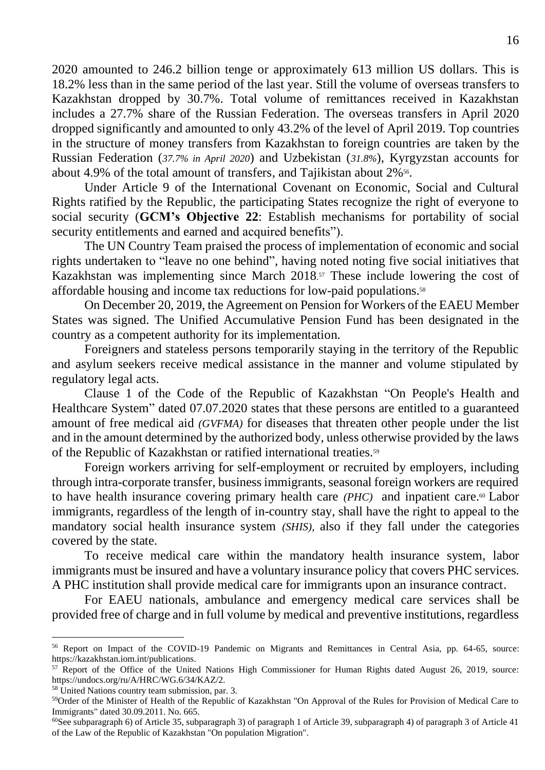2020 amounted to 246.2 billion tenge or approximately 613 million US dollars. This is 18.2% less than in the same period of the last year. Still the volume of overseas transfers to Kazakhstan dropped by 30.7%. Total volume of remittances received in Kazakhstan includes a 27.7% share of the Russian Federation. The overseas transfers in April 2020 dropped significantly and amounted to only 43.2% of the level of April 2019. Top countries in the structure of money transfers from Kazakhstan to foreign countries are taken by the Russian Federation (*37.7% in April 2020*) and Uzbekistan (*31.8%*), Kyrgyzstan accounts for about 4.9% of the total amount of transfers, and Tajikistan about 2%[56].

Under Article 9 of the International Covenant on Economic, Social and Cultural Rights ratified by the Republic, the participating States recognize the right of everyone to social security (**GCM's Objective 22**: Establish mechanisms for portability of social security entitlements and earned and acquired benefits").

The UN Country Team praised the process of implementation of economic and social rights undertaken to "leave no one behind", having noted noting five social initiatives that Kazakhstan was implementing since March 2018.[57] These include lowering the cost of affordable housing and income tax reductions for low-paid populations.[58]

On December 20, 2019, the Agreement on Pension for Workers of the EAEU Member States was signed. The Unified Accumulative Pension Fund has been designated in the country as a competent authority for its implementation.

Foreigners and stateless persons temporarily staying in the territory of the Republic and asylum seekers receive medical assistance in the manner and volume stipulated by regulatory legal acts.

Clause 1 of the Code of the Republic of Kazakhstan "On People's Health and Healthcare System" dated 07.07.2020 states that these persons are entitled to a guaranteed amount of free medical aid *(GVFMA)* for diseases that threaten other people under the list and in the amount determined by the authorized body, unless otherwise provided by the laws of the Republic of Kazakhstan or ratified international treaties.[59]

Foreign workers arriving for self-employment or recruited by employers, including through intra-corporate transfer, business immigrants, seasonal foreign workers are required to have health insurance covering primary health care *(PHC)* and inpatient care.[60] Labor immigrants, regardless of the length of in-country stay, shall have the right to appeal to the mandatory social health insurance system *(SHIS),* also if they fall under the categories covered by the state.

To receive medical care within the mandatory health insurance system, labor immigrants must be insured and have a voluntary insurance policy that covers PHC services. A PHC institution shall provide medical care for immigrants upon an insurance contract.

For EAEU nationals, ambulance and emergency medical care services shall be provided free of charge and in full volume by medical and preventive institutions, regardless

---

[56] Report on Impact of the COVID-19 Pandemic on Migrants and Remittances in Central Asia, pp. 64-65, source: https://kazakhstan.iom.int/publications.

[57] Report of the Office of the United Nations High Commissioner for Human Rights dated August 26, 2019, source: https://undocs.org/ru/A/HRC/WG.6/34/KAZ/2.

[58] United Nations country team submission, par. 3.

[59] Order of the Minister of Health of the Republic of Kazakhstan "On Approval of the Rules for Provision of Medical Care to Immigrants" dated 30.09.2011. No. 665.

[60] See subparagraph 6) of Article 35, subparagraph 3) of paragraph 1 of Article 39, subparagraph 4) of paragraph 3 of Article 41 of the Law of the Republic of Kazakhstan "On population Migration".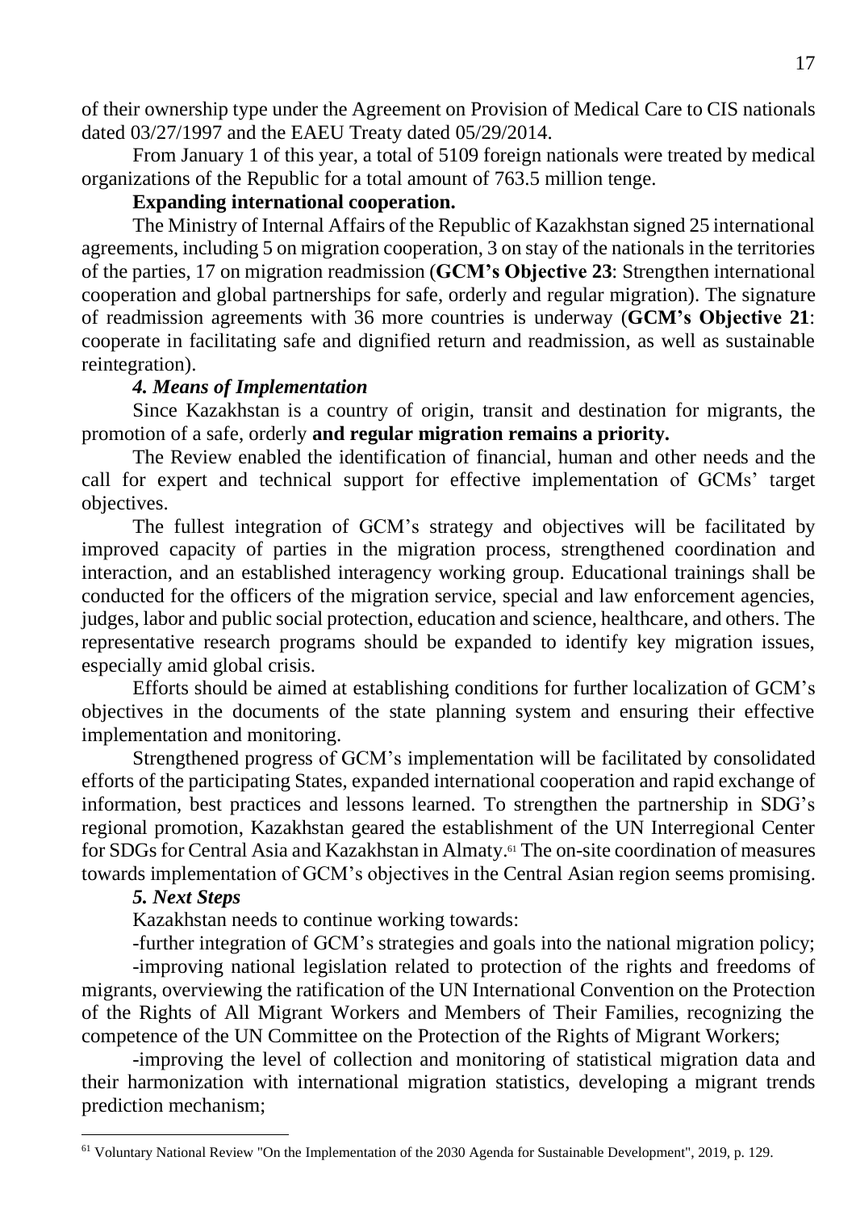of their ownership type under the Agreement on Provision of Medical Care to CIS nationals dated 03/27/1997 and the EAEU Treaty dated 05/29/2014.

From January 1 of this year, a total of 5109 foreign nationals were treated by medical organizations of the Republic for a total amount of 763.5 million tenge.

**Expanding international cooperation.**

The Ministry of Internal Affairs of the Republic of Kazakhstan signed 25 international agreements, including 5 on migration cooperation, 3 on stay of the nationals in the territories of the parties, 17 on migration readmission (**GCM's Objective 23**: Strengthen international cooperation and global partnerships for safe, orderly and regular migration). The signature of readmission agreements with 36 more countries is underway (**GCM's Objective 21**: cooperate in facilitating safe and dignified return and readmission, as well as sustainable reintegration).

### *4. Means of Implementation*

Since Kazakhstan is a country of origin, transit and destination for migrants, the promotion of a safe, orderly **and regular migration remains a priority.**

The Review enabled the identification of financial, human and other needs and the call for expert and technical support for effective implementation of GCMs' target objectives.

The fullest integration of GCM's strategy and objectives will be facilitated by improved capacity of parties in the migration process, strengthened coordination and interaction, and an established interagency working group. Educational trainings shall be conducted for the officers of the migration service, special and law enforcement agencies, judges, labor and public social protection, education and science, healthcare, and others. The representative research programs should be expanded to identify key migration issues, especially amid global crisis.

Efforts should be aimed at establishing conditions for further localization of GCM's objectives in the documents of the state planning system and ensuring their effective implementation and monitoring.

Strengthened progress of GCM's implementation will be facilitated by consolidated efforts of the participating States, expanded international cooperation and rapid exchange of information, best practices and lessons learned. To strengthen the partnership in SDG's regional promotion, Kazakhstan geared the establishment of the UN Interregional Center for SDGs for Central Asia and Kazakhstan in Almaty.[61] The on-site coordination of measures towards implementation of GCM's objectives in the Central Asian region seems promising.

### *5. Next Steps*

Kazakhstan needs to continue working towards:

-further integration of GCM's strategies and goals into the national migration policy;

-improving national legislation related to protection of the rights and freedoms of migrants, overviewing the ratification of the UN International Convention on the Protection of the Rights of All Migrant Workers and Members of Their Families, recognizing the competence of the UN Committee on the Protection of the Rights of Migrant Workers;

-improving the level of collection and monitoring of statistical migration data and their harmonization with international migration statistics, developing a migrant trends prediction mechanism;

---

[61] Voluntary National Review "On the Implementation of the 2030 Agenda for Sustainable Development", 2019, p. 129.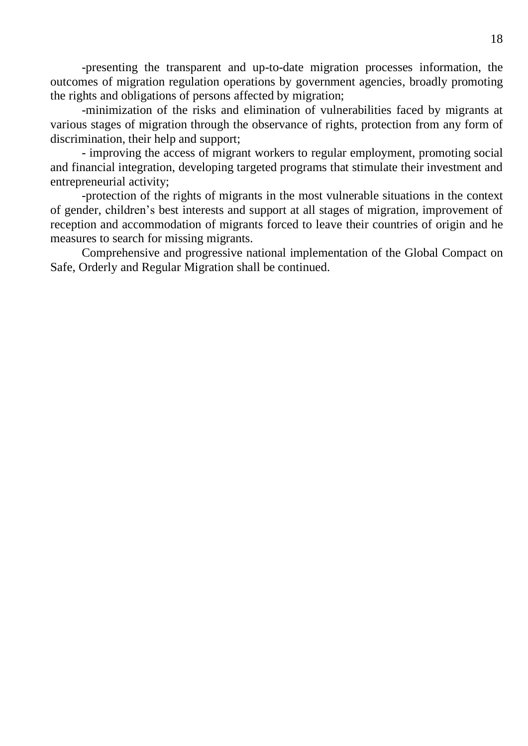-presenting the transparent and up-to-date migration processes information, the outcomes of migration regulation operations by government agencies, broadly promoting the rights and obligations of persons affected by migration;

-minimization of the risks and elimination of vulnerabilities faced by migrants at various stages of migration through the observance of rights, protection from any form of discrimination, their help and support;

- improving the access of migrant workers to regular employment, promoting social and financial integration, developing targeted programs that stimulate their investment and entrepreneurial activity;

-protection of the rights of migrants in the most vulnerable situations in the context of gender, children's best interests and support at all stages of migration, improvement of reception and accommodation of migrants forced to leave their countries of origin and he measures to search for missing migrants.

Comprehensive and progressive national implementation of the Global Compact on Safe, Orderly and Regular Migration shall be continued.